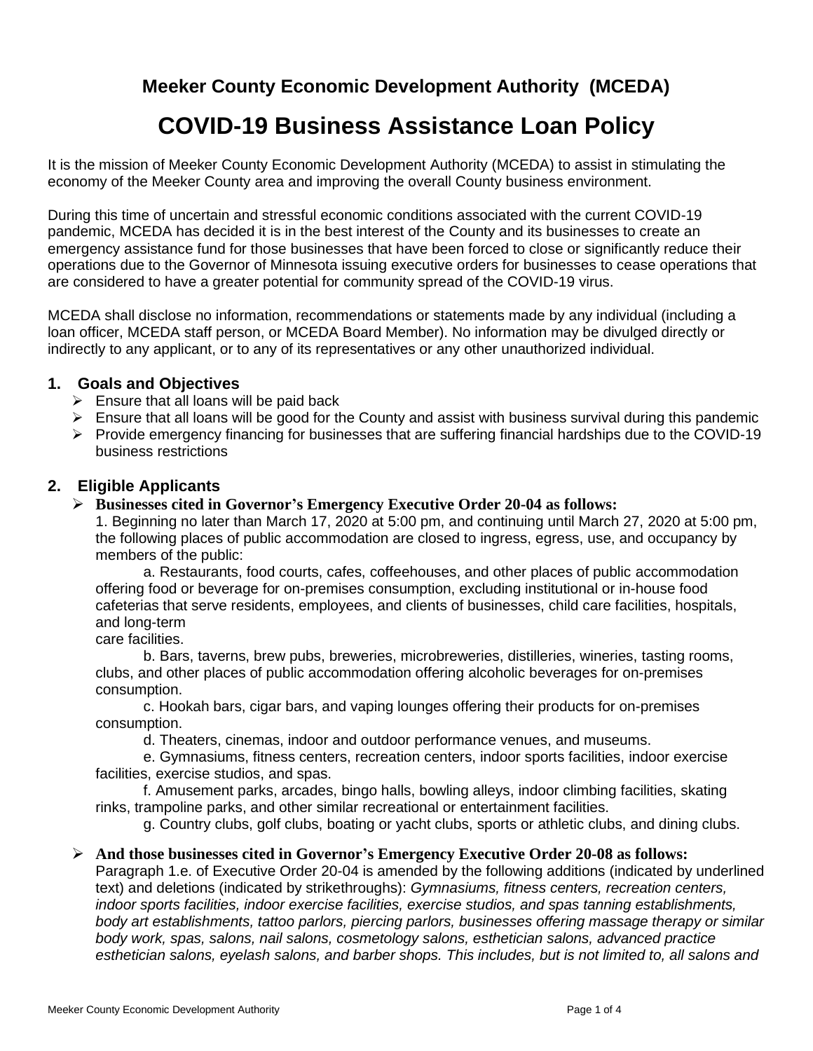## Meeker County Economic Development Authority (MCEDA)

# COVID-19 Business Assistance Loan Policy

It is the mission of Meeker County Economic Development Authority (MCEDA) to assist in stimulating the economy of the Meeker County area and improving the overall County business environment.

During this time of uncertain and stressful economic conditions associated with the current COVID-19 pandemic, MCEDA has decided it is in the best interest of the County and its businesses to create an emergency assistance fund for those businesses that have been forced to close or significantly reduce their operations due to the Governor of Minnesota issuing executive orders for businesses to cease operations that are considered to have a greater potential for community spread of the COVID-19 virus.

MCEDA shall disclose no information, recommendations or statements made by any individual (including a loan officer, MCEDA staff person, or MCEDA Board Member). No information may be divulged directly or indirectly to any applicant, or to any of its representatives or any other unauthorized individual.

### 1. Goals and Objectives

- Ensure that all loans will be paid back
- Ensure that all loans will be good for the County and assist with business survival during this pandemic
- Provide emergency financing for businesses that are suffering financial hardships due to the COVID-19 business restrictions

### 2. Eligible Applicants

- **Businesses cited in Governor's Emergency Executive Order 20-04 as follows:**

  1. Beginning no later than March 17, 2020 at 5:00 pm, and continuing until March 27, 2020 at 5:00 pm, the following places of public accommodation are closed to ingress, egress, use, and occupancy by members of the public:

     a. Restaurants, food courts, cafes, coffeehouses, and other places of public accommodation offering food or beverage for on-premises consumption, excluding institutional or in-house food cafeterias that serve residents, employees, and clients of businesses, child care facilities, hospitals, and long-term care facilities.

     b. Bars, taverns, brew pubs, breweries, microbreweries, distilleries, wineries, tasting rooms, clubs, and other places of public accommodation offering alcoholic beverages for on-premises consumption.

     c. Hookah bars, cigar bars, and vaping lounges offering their products for on-premises consumption.

     d. Theaters, cinemas, indoor and outdoor performance venues, and museums.

     e. Gymnasiums, fitness centers, recreation centers, indoor sports facilities, indoor exercise facilities, exercise studios, and spas.

     f. Amusement parks, arcades, bingo halls, bowling alleys, indoor climbing facilities, skating rinks, trampoline parks, and other similar recreational or entertainment facilities.

     g. Country clubs, golf clubs, boating or yacht clubs, sports or athletic clubs, and dining clubs.

- **And those businesses cited in Governor's Emergency Executive Order 20-08 as follows:**

  Paragraph 1.e. of Executive Order 20-04 is amended by the following additions (indicated by underlined text) and deletions (indicated by strikethroughs): *Gymnasiums, fitness centers, recreation centers, indoor sports facilities, indoor exercise facilities, exercise studios, and spas tanning establishments, body art establishments, tattoo parlors, piercing parlors, businesses offering massage therapy or similar body work, spas, salons, nail salons, cosmetology salons, esthetician salons, advanced practice esthetician salons, eyelash salons, and barber shops. This includes, but is not limited to, all salons and*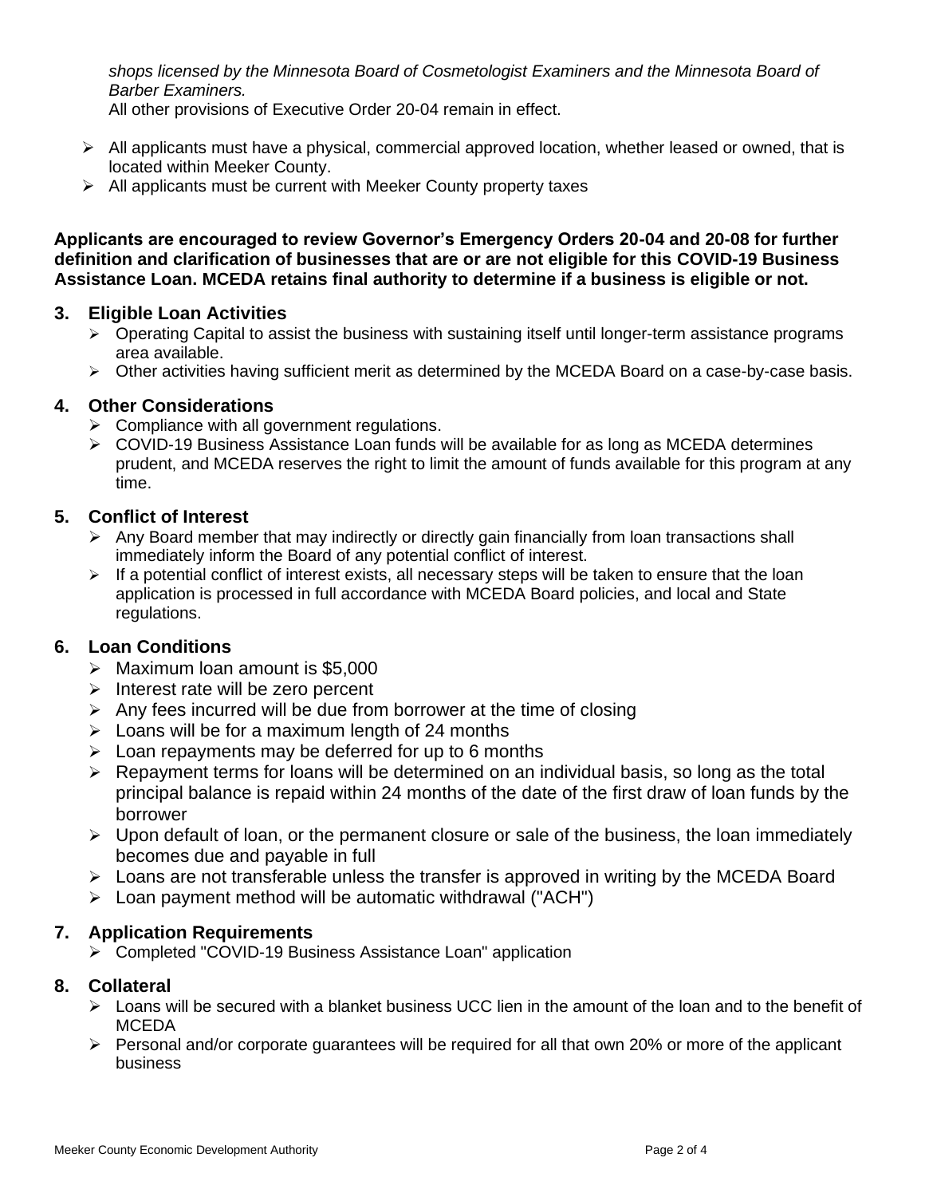*shops licensed by the Minnesota Board of Cosmetologist Examiners and the Minnesota Board of Barber Examiners.*
All other provisions of Executive Order 20-04 remain in effect.

- All applicants must have a physical, commercial approved location, whether leased or owned, that is located within Meeker County.
- All applicants must be current with Meeker County property taxes

**Applicants are encouraged to review Governor's Emergency Orders 20-04 and 20-08 for further definition and clarification of businesses that are or are not eligible for this COVID-19 Business Assistance Loan. MCEDA retains final authority to determine if a business is eligible or not.**

## 3. Eligible Loan Activities

- Operating Capital to assist the business with sustaining itself until longer-term assistance programs area available.
- Other activities having sufficient merit as determined by the MCEDA Board on a case-by-case basis.

## 4. Other Considerations

- Compliance with all government regulations.
- COVID-19 Business Assistance Loan funds will be available for as long as MCEDA determines prudent, and MCEDA reserves the right to limit the amount of funds available for this program at any time.

## 5. Conflict of Interest

- Any Board member that may indirectly or directly gain financially from loan transactions shall immediately inform the Board of any potential conflict of interest.
- If a potential conflict of interest exists, all necessary steps will be taken to ensure that the loan application is processed in full accordance with MCEDA Board policies, and local and State regulations.

## 6. Loan Conditions

- Maximum loan amount is $5,000
- Interest rate will be zero percent
- Any fees incurred will be due from borrower at the time of closing
- Loans will be for a maximum length of 24 months
- Loan repayments may be deferred for up to 6 months
- Repayment terms for loans will be determined on an individual basis, so long as the total principal balance is repaid within 24 months of the date of the first draw of loan funds by the borrower
- Upon default of loan, or the permanent closure or sale of the business, the loan immediately becomes due and payable in full
- Loans are not transferable unless the transfer is approved in writing by the MCEDA Board
- Loan payment method will be automatic withdrawal ("ACH")

## 7. Application Requirements

- Completed "COVID-19 Business Assistance Loan" application

## 8. Collateral

- Loans will be secured with a blanket business UCC lien in the amount of the loan and to the benefit of MCEDA
- Personal and/or corporate guarantees will be required for all that own 20% or more of the applicant business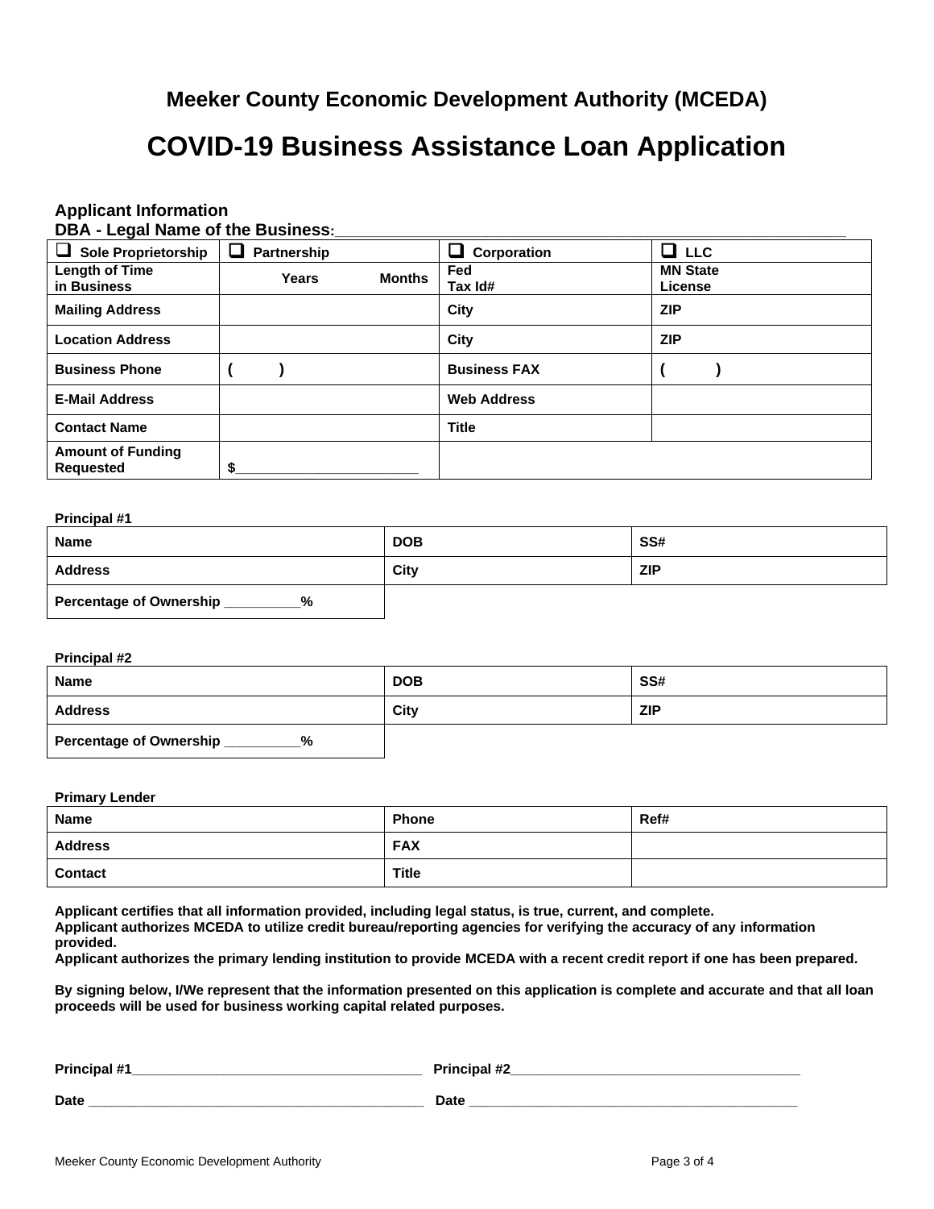**Meeker County Economic Development Authority (MCEDA)**

# COVID-19 Business Assistance Loan Application

**Applicant Information**

**DBA - Legal Name of the Business:**\_\_\_\_\_\_\_\_\_\_\_\_\_\_\_\_\_\_\_\_\_\_\_\_\_\_\_\_\_\_\_\_\_\_\_\_\_\_\_\_\_\_\_\_\_\_\_\_\_\_\_\_\_\_\_\_\_\_

| ❑ Sole Proprietorship | ❑ Partnership | ❑ Corporation | ❑ LLC |
|---|---|---|---|
| **Length of Time in Business** | **Years Months** | **Fed Tax Id#** | **MN State License** |
| **Mailing Address** | | **City** | **ZIP** |
| **Location Address** | | **City** | **ZIP** |
| **Business Phone** | ( ) | **Business FAX** | ( ) |
| **E-Mail Address** | | **Web Address** | |
| **Contact Name** | | **Title** | |
| **Amount of Funding Requested** | $\_\_\_\_\_\_\_\_\_\_\_\_\_\_\_\_\_\_\_\_\_\_\_\_ | | |

**Principal #1**

| Name | DOB | SS# |
|---|---|---|
| **Address** | **City** | **ZIP** |
| **Percentage of Ownership** \_\_\_\_\_\_\_\_\_\_**%** | | |

**Principal #2**

| Name | DOB | SS# |
|---|---|---|
| **Address** | **City** | **ZIP** |
| **Percentage of Ownership** \_\_\_\_\_\_\_\_\_\_**%** | | |

**Primary Lender**

| Name | Phone | Ref# |
|---|---|---|
| **Address** | **FAX** | |
| **Contact** | **Title** | |

**Applicant certifies that all information provided, including legal status, is true, current, and complete.**
**Applicant authorizes MCEDA to utilize credit bureau/reporting agencies for verifying the accuracy of any information provided.**
**Applicant authorizes the primary lending institution to provide MCEDA with a recent credit report if one has been prepared.**

**By signing below, I/We represent that the information presented on this application is complete and accurate and that all loan proceeds will be used for business working capital related purposes.**

**Principal #1**\_\_\_\_\_\_\_\_\_\_\_\_\_\_\_\_\_\_\_\_\_\_\_\_\_\_\_\_\_\_\_\_\_\_\_\_\_\_\_ **Principal #2**\_\_\_\_\_\_\_\_\_\_\_\_\_\_\_\_\_\_\_\_\_\_\_\_\_\_\_\_\_\_\_\_\_\_\_\_\_\_\_

**Date** \_\_\_\_\_\_\_\_\_\_\_\_\_\_\_\_\_\_\_\_\_\_\_\_\_\_\_\_\_\_\_\_\_\_\_\_\_\_\_\_\_\_\_\_\_ **Date** \_\_\_\_\_\_\_\_\_\_\_\_\_\_\_\_\_\_\_\_\_\_\_\_\_\_\_\_\_\_\_\_\_\_\_\_\_\_\_\_\_\_\_\_\_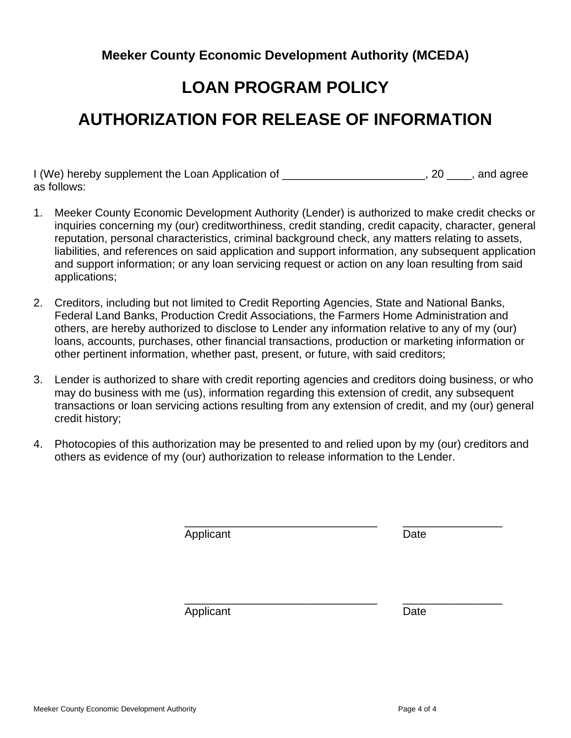**Meeker County Economic Development Authority (MCEDA)**

# LOAN PROGRAM POLICY

# AUTHORIZATION FOR RELEASE OF INFORMATION

I (We) hereby supplement the Loan Application of _______________________, 20 ____, and agree as follows:

1. Meeker County Economic Development Authority (Lender) is authorized to make credit checks or inquiries concerning my (our) creditworthiness, credit standing, credit capacity, character, general reputation, personal characteristics, criminal background check, any matters relating to assets, liabilities, and references on said application and support information, any subsequent application and support information; or any loan servicing request or action on any loan resulting from said applications;

2. Creditors, including but not limited to Credit Reporting Agencies, State and National Banks, Federal Land Banks, Production Credit Associations, the Farmers Home Administration and others, are hereby authorized to disclose to Lender any information relative to any of my (our) loans, accounts, purchases, other financial transactions, production or marketing information or other pertinent information, whether past, present, or future, with said creditors;

3. Lender is authorized to share with credit reporting agencies and creditors doing business, or who may do business with me (us), information regarding this extension of credit, any subsequent transactions or loan servicing actions resulting from any extension of credit, and my (our) general credit history;

4. Photocopies of this authorization may be presented to and relied upon by my (our) creditors and others as evidence of my (our) authorization to release information to the Lender.

_______________________________ ________________
Applicant Date

_______________________________ ________________
Applicant Date